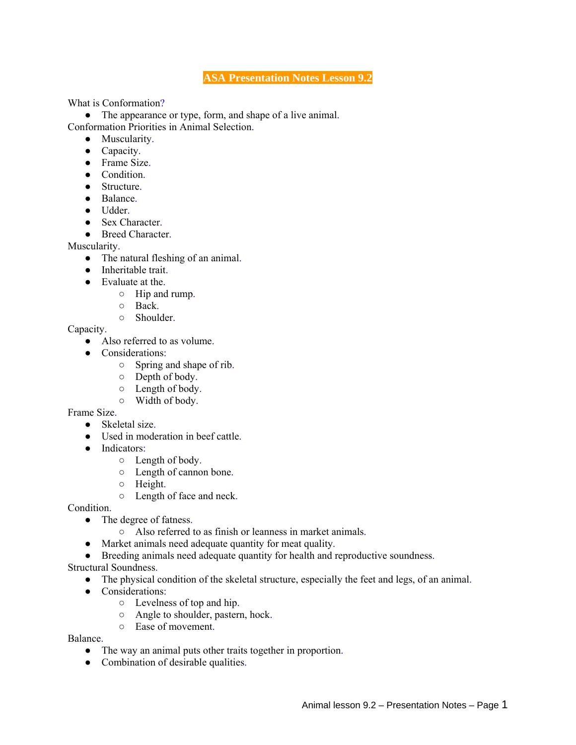# ASA Presentation Notes Lesson 9.2

What is Conformation?

- The appearance or type, form, and shape of a live animal.

Conformation Priorities in Animal Selection.

- Muscularity.
- Capacity.
- Frame Size.
- Condition.
- Structure.
- Balance.
- Udder.
- Sex Character.
- Breed Character.

Muscularity.

- The natural fleshing of an animal.
- Inheritable trait.
- Evaluate at the.
    - Hip and rump.
    - Back.
    - Shoulder.

Capacity.

- Also referred to as volume.
- Considerations:
    - Spring and shape of rib.
    - Depth of body.
    - Length of body.
    - Width of body.

Frame Size.

- Skeletal size.
- Used in moderation in beef cattle.
- Indicators:
    - Length of body.
    - Length of cannon bone.
    - Height.
    - Length of face and neck.

Condition.

- The degree of fatness.
    - Also referred to as finish or leanness in market animals.
- Market animals need adequate quantity for meat quality.
- Breeding animals need adequate quantity for health and reproductive soundness.

Structural Soundness.

- The physical condition of the skeletal structure, especially the feet and legs, of an animal.
- Considerations:
    - Levelness of top and hip.
    - Angle to shoulder, pastern, hock.
    - Ease of movement.

Balance.

- The way an animal puts other traits together in proportion.
- Combination of desirable qualities.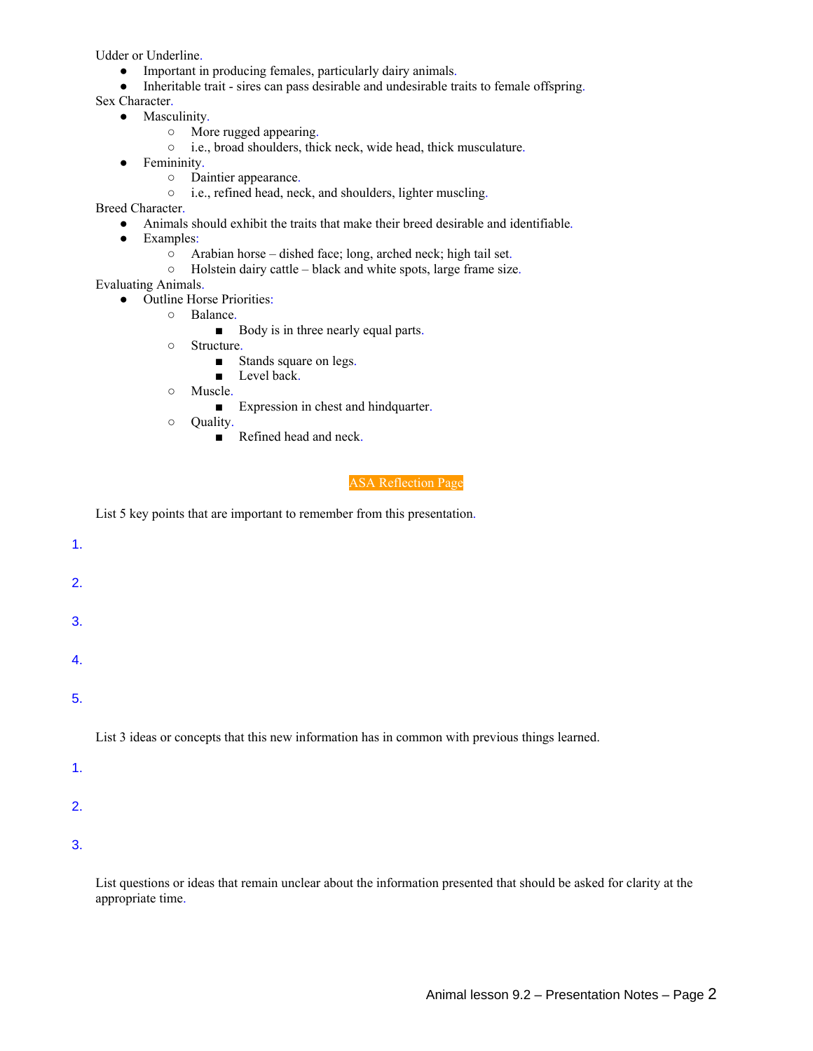Udder or Underline.

- Important in producing females, particularly dairy animals.
- Inheritable trait - sires can pass desirable and undesirable traits to female offspring.

Sex Character.

- Masculinity.
  - More rugged appearing.
  - i.e., broad shoulders, thick neck, wide head, thick musculature.
- Femininity.
  - Daintier appearance.
  - i.e., refined head, neck, and shoulders, lighter muscling.

Breed Character.

- Animals should exhibit the traits that make their breed desirable and identifiable.
- Examples:
  - Arabian horse – dished face; long, arched neck; high tail set.
  - Holstein dairy cattle – black and white spots, large frame size.

Evaluating Animals.

- Outline Horse Priorities:
  - Balance.
    - Body is in three nearly equal parts.
  - Structure.
    - Stands square on legs.
    - Level back.
  - Muscle.
    - Expression in chest and hindquarter.
  - Quality.
    - Refined head and neck.

## ASA Reflection Page

List 5 key points that are important to remember from this presentation.

1.

2.

3.

4.

5.

List 3 ideas or concepts that this new information has in common with previous things learned.

1.

2.

3.

List questions or ideas that remain unclear about the information presented that should be asked for clarity at the appropriate time.